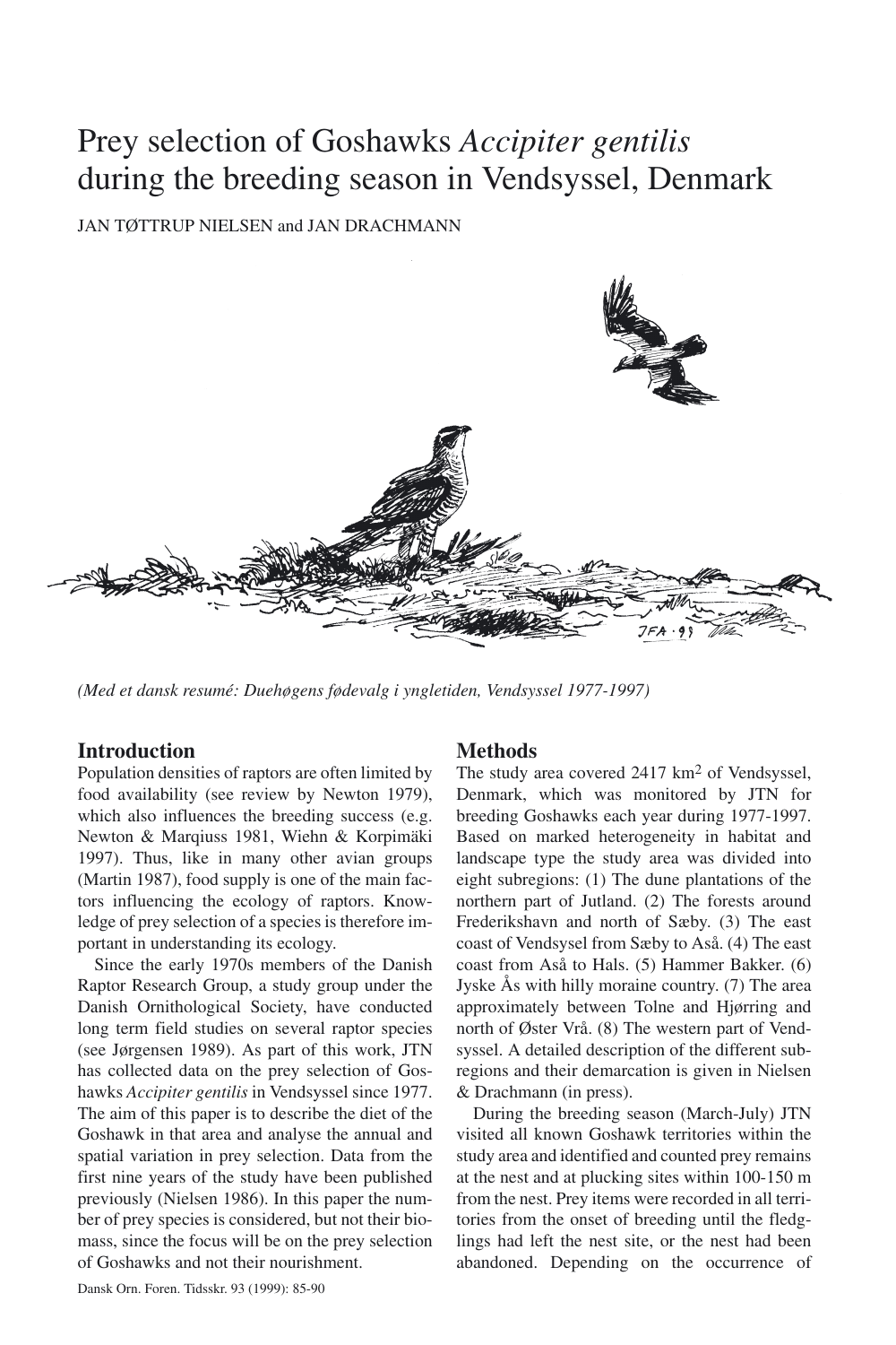# Prey selection of Goshawks *Accipiter gentilis* during the breeding season in Vendsyssel, Denmark

JAN TØTTRUP NIELSEN and JAN DRACHMANN

*(Med et dansk resumé: Duehøgens fødevalg i yngletiden, Vendsyssel 1977-1997)*

## Introduction

Population densities of raptors are often limited by food availability (see review by Newton 1979), which also influences the breeding success (e.g. Newton & Marquiss 1981, Wiehn & Korpimäki 1997). Thus, like in many other avian groups (Martin 1987), food supply is one of the main factors influencing the ecology of raptors. Knowledge of prey selection of a species is therefore important in understanding its ecology.

Since the early 1970s members of the Danish Raptor Research Group, a study group under the Danish Ornithological Society, have conducted long term field studies on several raptor species (see Jørgensen 1989). As part of this work, JTN has collected data on the prey selection of Goshawks *Accipiter gentilis* in Vendsyssel since 1977. The aim of this paper is to describe the diet of the Goshawk in that area and analyse the annual and spatial variation in prey selection. Data from the first nine years of the study have been published previously (Nielsen 1986). In this paper the number of prey species is considered, but not their biomass, since the focus will be on the prey selection of Goshawks and not their nourishment.

## Methods

The study area covered 2417 km$^2$ of Vendsyssel, Denmark, which was monitored by JTN for breeding Goshawks each year during 1977-1997. Based on marked heterogeneity in habitat and landscape type the study area was divided into eight subregions: (1) The dune plantations of the northern part of Jutland. (2) The forests around Frederikshavn and north of Sæby. (3) The east coast of Vendsysel from Sæby to Aså. (4) The east coast from Aså to Hals. (5) Hammer Bakker. (6) Jyske Ås with hilly moraine country. (7) The area approximately between Tolne and Hjørring and north of Øster Vrå. (8) The western part of Vendsyssel. A detailed description of the different subregions and their demarcation is given in Nielsen & Drachmann (in press).

During the breeding season (March-July) JTN visited all known Goshawk territories within the study area and identified and counted prey remains at the nest and at plucking sites within 100-150 m from the nest. Prey items were recorded in all territories from the onset of breeding until the fledglings had left the nest site, or the nest had been abandoned. Depending on the occurrence of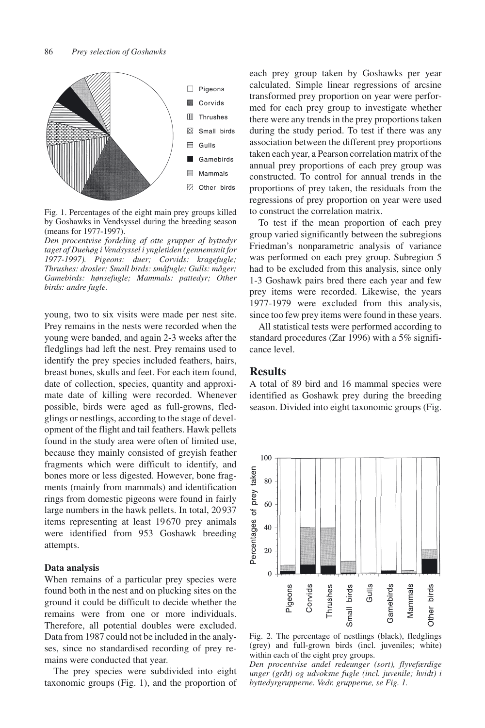Fig. 1. Percentages of the eight main prey groups killed by Goshawks in Vendsyssel during the breeding season (means for 1977-1997).

*Den procentvise fordeling af otte grupper af byttedyr taget af Duehøg i Vendsyssel i yngletiden (gennemsnit for 1977-1997). Pigeons: duer; Corvids: kragefugle; Thrushes: drosler; Small birds: småfugle; Gulls: måger; Gamebirds: hønsefugle; Mammals: pattedyr; Other birds: andre fugle.*

young, two to six visits were made per nest site. Prey remains in the nests were recorded when the young were banded, and again 2-3 weeks after the fledglings had left the nest. Prey remains used to identify the prey species included feathers, hairs, breast bones, skulls and feet. For each item found, date of collection, species, quantity and approximate date of killing were recorded. Whenever possible, birds were aged as full-growns, fledglings or nestlings, according to the stage of development of the flight and tail feathers. Hawk pellets found in the study area were often of limited use, because they mainly consisted of greyish feather fragments which were difficult to identify, and bones more or less digested. However, bone fragments (mainly from mammals) and identification rings from domestic pigeons were found in fairly large numbers in the hawk pellets. In total, 20 937 items representing at least 19 670 prey animals were identified from 953 Goshawk breeding attempts.

### Data analysis

When remains of a particular prey species were found both in the nest and on plucking sites on the ground it could be difficult to decide whether the remains were from one or more individuals. Therefore, all potential doubles were excluded. Data from 1987 could not be included in the analyses, since no standardised recording of prey remains were conducted that year.

The prey species were subdivided into eight taxonomic groups (Fig. 1), and the proportion of each prey group taken by Goshawks per year calculated. Simple linear regressions of arcsine transformed prey proportion on year were performed for each prey group to investigate whether there were any trends in the prey proportions taken during the study period. To test if there was any association between the different prey proportions taken each year, a Pearson correlation matrix of the annual prey proportions of each prey group was constructed. To control for annual trends in the proportions of prey taken, the residuals from the regressions of prey proportion on year were used to construct the correlation matrix.

To test if the mean proportion of each prey group varied significantly between the subregions Friedman's nonparametric analysis of variance was performed on each prey group. Subregion 5 had to be excluded from this analysis, since only 1-3 Goshawk pairs bred there each year and few prey items were recorded. Likewise, the years 1977-1979 were excluded from this analysis, since too few prey items were found in these years.

All statistical tests were performed according to standard procedures (Zar 1996) with a 5% significance level.

## Results

A total of 89 bird and 16 mammal species were identified as Goshawk prey during the breeding season. Divided into eight taxonomic groups (Fig.

Fig. 2. The percentage of nestlings (black), fledglings (grey) and full-grown birds (incl. juveniles; white) within each of the eight prey groups.

*Den procentvise andel redeunger (sort), flyvefærdige unger (gråt) og udvoksne fugle (incl. juvenile; hvidt) i byttedyrgrupperne. Vedr. grupperne, se Fig. 1.*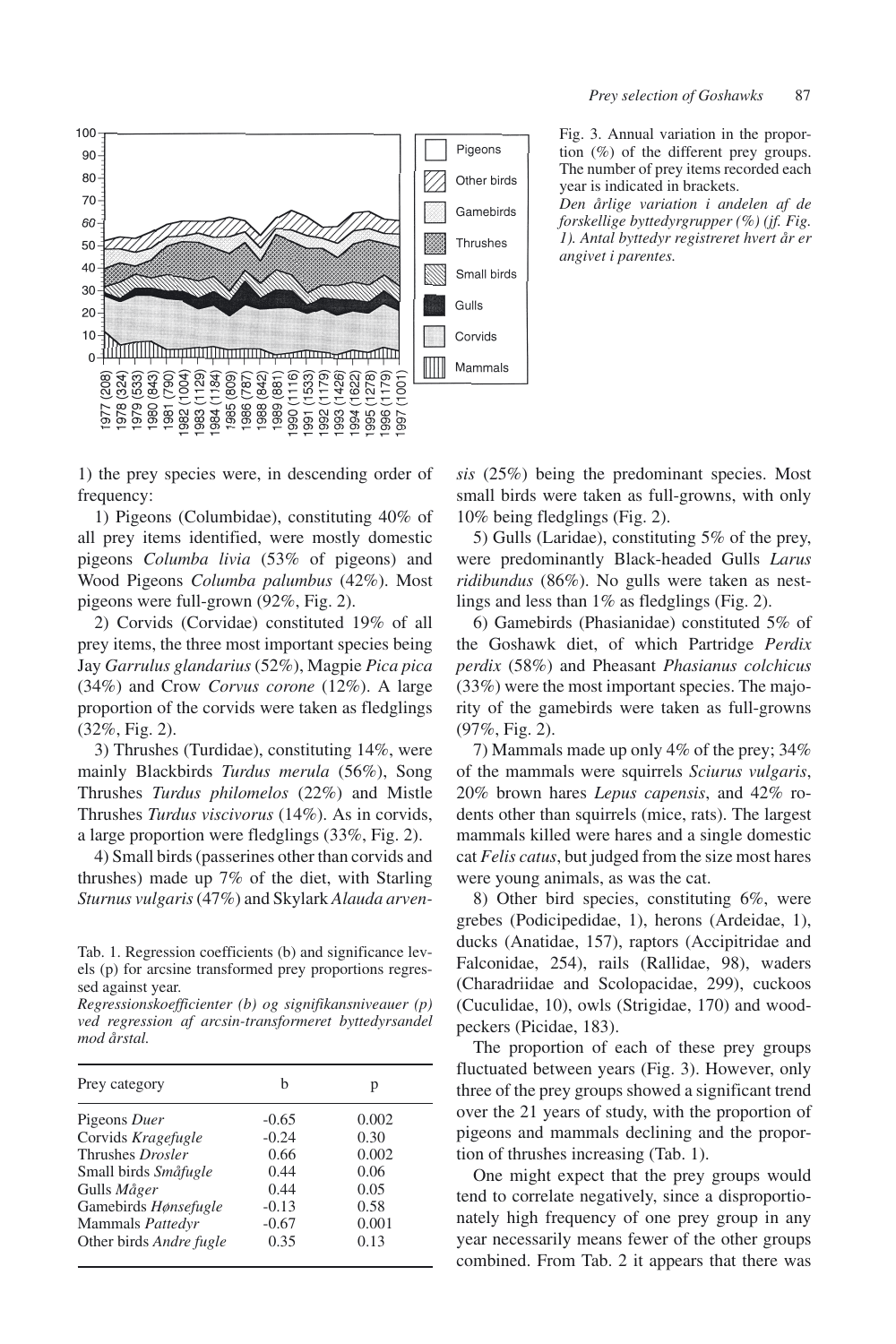Fig. 3. Annual variation in the proportion (%) of the different prey groups. The number of prey items recorded each year is indicated in brackets.
*Den årlige variation i andelen af de forskellige byttedyrgrupper (%) (jf. Fig. 1). Antal byttedyr registreret hvert år er angivet i parentes.*

1) the prey species were, in descending order of frequency:

1) Pigeons (Columbidae), constituting 40% of all prey items identified, were mostly domestic pigeons *Columba livia* (53% of pigeons) and Wood Pigeons *Columba palumbus* (42%). Most pigeons were full-grown (92%, Fig. 2).

2) Corvids (Corvidae) constituted 19% of all prey items, the three most important species being Jay *Garrulus glandarius* (52%), Magpie *Pica pica* (34%) and Crow *Corvus corone* (12%). A large proportion of the corvids were taken as fledglings (32%, Fig. 2).

3) Thrushes (Turdidae), constituting 14%, were mainly Blackbirds *Turdus merula* (56%), Song Thrushes *Turdus philomelos* (22%) and Mistle Thrushes *Turdus viscivorus* (14%). As in corvids, a large proportion were fledglings (33%, Fig. 2).

4) Small birds (passerines other than corvids and thrushes) made up 7% of the diet, with Starling *Sturnus vulgaris* (47%) and Skylark *Alauda arvensis* (25%) being the predominant species. Most small birds were taken as full-growns, with only 10% being fledglings (Fig. 2).

5) Gulls (Laridae), constituting 5% of the prey, were predominantly Black-headed Gulls *Larus ridibundus* (86%). No gulls were taken as nestlings and less than 1% as fledglings (Fig. 2).

6) Gamebirds (Phasianidae) constituted 5% of the Goshawk diet, of which Partridge *Perdix perdix* (58%) and Pheasant *Phasianus colchicus* (33%) were the most important species. The majority of the gamebirds were taken as full-growns (97%, Fig. 2).

7) Mammals made up only 4% of the prey; 34% of the mammals were squirrels *Sciurus vulgaris*, 20% brown hares *Lepus capensis*, and 42% rodents other than squirrels (mice, rats). The largest mammals killed were hares and a single domestic cat *Felis catus*, but judged from the size most hares were young animals, as was the cat.

8) Other bird species, constituting 6%, were grebes (Podicipedidae, 1), herons (Ardeidae, 1), ducks (Anatidae, 157), raptors (Accipitridae and Falconidae, 254), rails (Rallidae, 98), waders (Charadriidae and Scolopacidae, 299), cuckoos (Cuculidae, 10), owls (Strigidae, 170) and woodpeckers (Picidae, 183).

The proportion of each of these prey groups fluctuated between years (Fig. 3). However, only three of the prey groups showed a significant trend over the 21 years of study, with the proportion of pigeons and mammals declining and the proportion of thrushes increasing (Tab. 1).

One might expect that the prey groups would tend to correlate negatively, since a disproportionately high frequency of one prey group in any year necessarily means fewer of the other groups combined. From Tab. 2 it appears that there was

Tab. 1. Regression coefficients (b) and significance levels (p) for arcsine transformed prey proportions regressed against year.
*Regressionskoefficienter (b) og signifikansniveauer (p) ved regression af arcsin-transformeret byttedyrsandel mod årstal.*

| Prey category | b | p |
|---|---|---|
| Pigeons *Duer* | -0.65 | 0.002 |
| Corvids *Kragefugle* | -0.24 | 0.30 |
| Thrushes *Drosler* | 0.66 | 0.002 |
| Small birds *Småfugle* | 0.44 | 0.06 |
| Gulls *Måger* | 0.44 | 0.05 |
| Gamebirds *Hønsefugle* | -0.13 | 0.58 |
| Mammals *Pattedyr* | -0.67 | 0.001 |
| Other birds *Andre fugle* | 0.35 | 0.13 |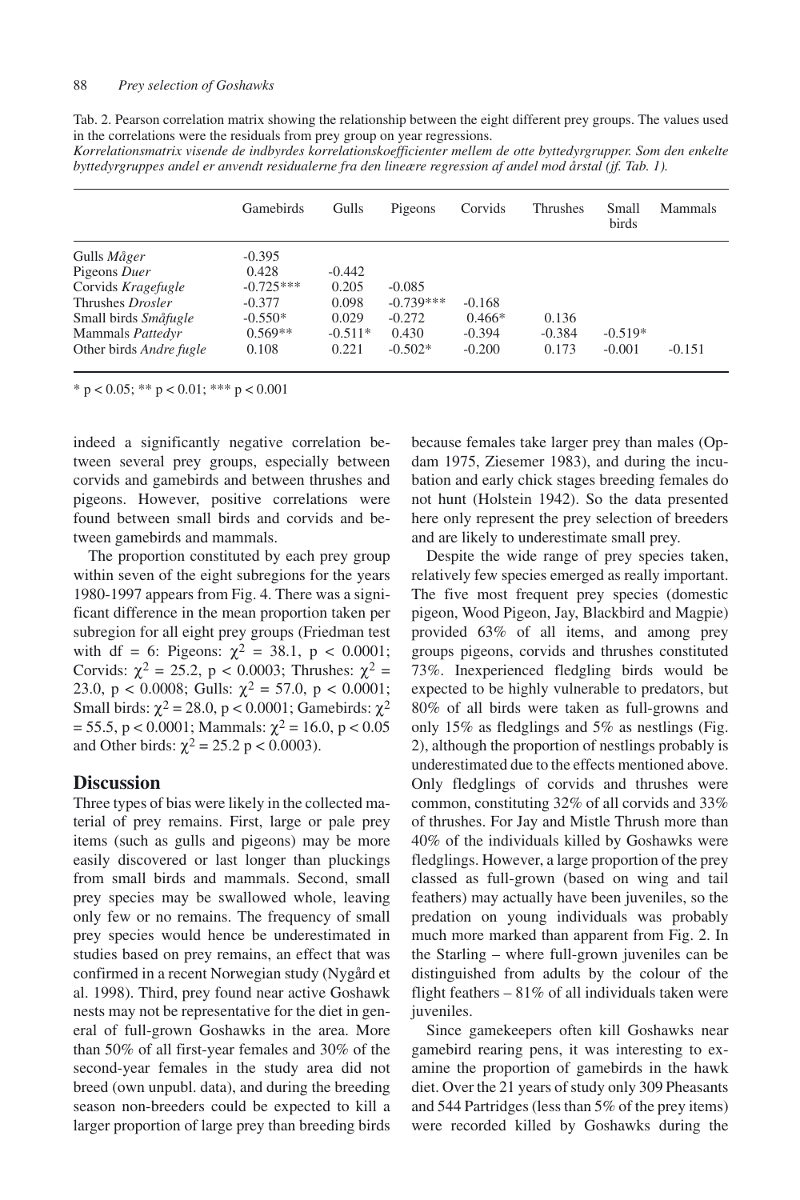Tab. 2. Pearson correlation matrix showing the relationship between the eight different prey groups. The values used in the correlations were the residuals from prey group on year regressions.
*Korrelationsmatrix visende de indbyrdes korrelationskoefficienter mellem de otte byttedyrgrupper. Som den enkelte byttedyrgruppes andel er anvendt residualerne fra den lineære regression af andel mod årstal (jf. Tab. 1).*

| | Gamebirds | Gulls | Pigeons | Corvids | Thrushes | Small birds | Mammals |
|---|---|---|---|---|---|---|---|
| Gulls *Måger* | -0.395 | | | | | | |
| Pigeons *Duer* | 0.428 | -0.442 | | | | | |
| Corvids *Kragefugle* | -0.725*** | 0.205 | -0.085 | | | | |
| Thrushes *Drosler* | -0.377 | 0.098 | -0.739*** | -0.168 | | | |
| Small birds *Småfugle* | -0.550* | 0.029 | -0.272 | 0.466* | 0.136 | | |
| Mammals *Pattedyr* | 0.569** | -0.511* | 0.430 | -0.394 | -0.384 | -0.519* | |
| Other birds *Andre fugle* | 0.108 | 0.221 | -0.502* | -0.200 | 0.173 | -0.001 | -0.151 |

* $p < 0.05$; ** $p < 0.01$; *** $p < 0.001$

indeed a significantly negative correlation between several prey groups, especially between corvids and gamebirds and between thrushes and pigeons. However, positive correlations were found between small birds and corvids and between gamebirds and mammals.

The proportion constituted by each prey group within seven of the eight subregions for the years 1980-1997 appears from Fig. 4. There was a significant difference in the mean proportion taken per subregion for all eight prey groups (Friedman test with df = 6: Pigeons: $\chi^2 = 38.1$, $p < 0.0001$; Corvids: $\chi^2 = 25.2$, $p < 0.0003$; Thrushes: $\chi^2 = 23.0$, $p < 0.0008$; Gulls: $\chi^2 = 57.0$, $p < 0.0001$; Small birds: $\chi^2 = 28.0$, $p < 0.0001$; Gamebirds: $\chi^2 = 55.5$, $p < 0.0001$; Mammals: $\chi^2 = 16.0$, $p < 0.05$ and Other birds: $\chi^2 = 25.2$ $p < 0.0003$).

## Discussion

Three types of bias were likely in the collected material of prey remains. First, large or pale prey items (such as gulls and pigeons) may be more easily discovered or last longer than pluckings from small birds and mammals. Second, small prey species may be swallowed whole, leaving only few or no remains. The frequency of small prey species would hence be underestimated in studies based on prey remains, an effect that was confirmed in a recent Norwegian study (Nygård et al. 1998). Third, prey found near active Goshawk nests may not be representative for the diet in general of full-grown Goshawks in the area. More than 50% of all first-year females and 30% of the second-year females in the study area did not breed (own unpubl. data), and during the breeding season non-breeders could be expected to kill a larger proportion of large prey than breeding birds because females take larger prey than males (Opdam 1975, Ziesemer 1983), and during the incubation and early chick stages breeding females do not hunt (Holstein 1942). So the data presented here only represent the prey selection of breeders and are likely to underestimate small prey.

Despite the wide range of prey species taken, relatively few species emerged as really important. The five most frequent prey species (domestic pigeon, Wood Pigeon, Jay, Blackbird and Magpie) provided 63% of all items, and among prey groups pigeons, corvids and thrushes constituted 73%. Inexperienced fledgling birds would be expected to be highly vulnerable to predators, but 80% of all birds were taken as full-growns and only 15% as fledglings and 5% as nestlings (Fig. 2), although the proportion of nestlings probably is underestimated due to the effects mentioned above. Only fledglings of corvids and thrushes were common, constituting 32% of all corvids and 33% of thrushes. For Jay and Mistle Thrush more than 40% of the individuals killed by Goshawks were fledglings. However, a large proportion of the prey classed as full-grown (based on wing and tail feathers) may actually have been juveniles, so the predation on young individuals was probably much more marked than apparent from Fig. 2. In the Starling – where full-grown juveniles can be distinguished from adults by the colour of the flight feathers – 81% of all individuals taken were juveniles.

Since gamekeepers often kill Goshawks near gamebird rearing pens, it was interesting to examine the proportion of gamebirds in the hawk diet. Over the 21 years of study only 309 Pheasants and 544 Partridges (less than 5% of the prey items) were recorded killed by Goshawks during the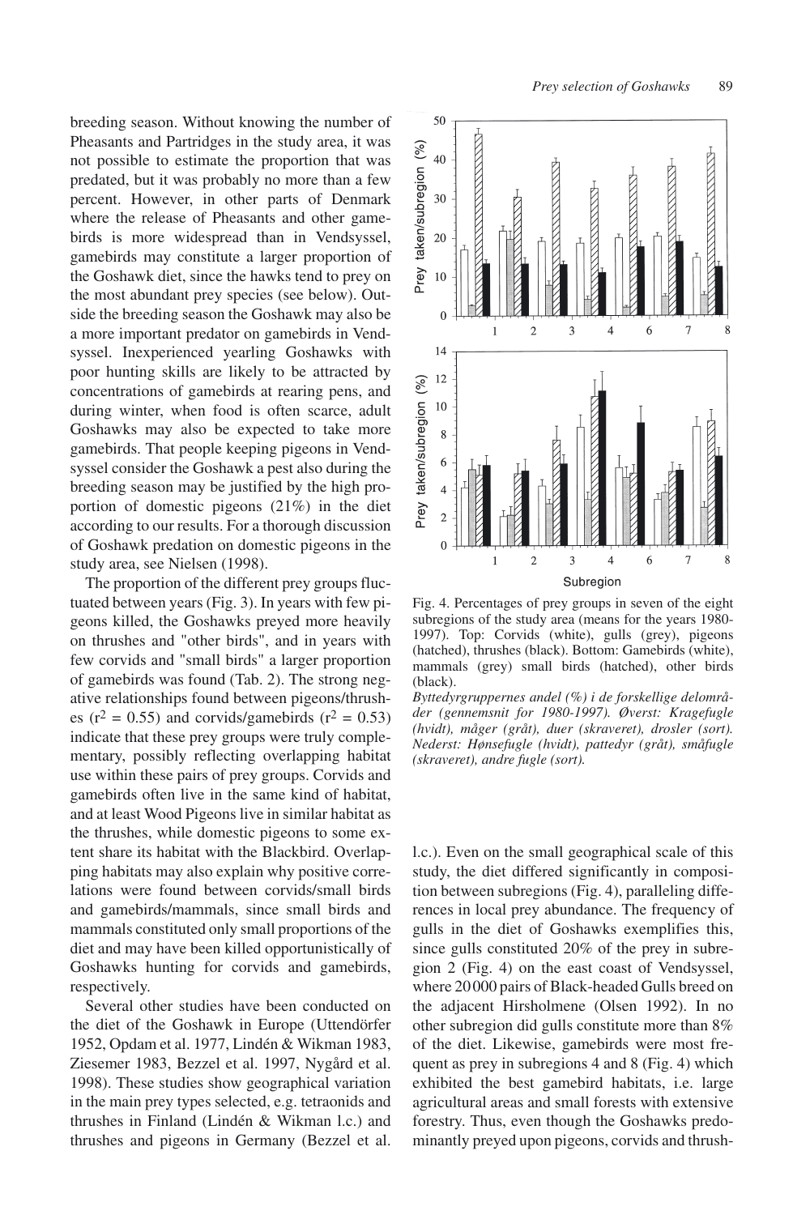breeding season. Without knowing the number of Pheasants and Partridges in the study area, it was not possible to estimate the proportion that was predated, but it was probably no more than a few percent. However, in other parts of Denmark where the release of Pheasants and other gamebirds is more widespread than in Vendsyssel, gamebirds may constitute a larger proportion of the Goshawk diet, since the hawks tend to prey on the most abundant prey species (see below). Outside the breeding season the Goshawk may also be a more important predator on gamebirds in Vendsyssel. Inexperienced yearling Goshawks with poor hunting skills are likely to be attracted by concentrations of gamebirds at rearing pens, and during winter, when food is often scarce, adult Goshawks may also be expected to take more gamebirds. That people keeping pigeons in Vendsyssel consider the Goshawk a pest also during the breeding season may be justified by the high proportion of domestic pigeons (21%) in the diet according to our results. For a thorough discussion of Goshawk predation on domestic pigeons in the study area, see Nielsen (1998).

The proportion of the different prey groups fluctuated between years (Fig. 3). In years with few pigeons killed, the Goshawks preyed more heavily on thrushes and "other birds", and in years with few corvids and "small birds" a larger proportion of gamebirds was found (Tab. 2). The strong negative relationships found between pigeons/thrushes ($r^2 = 0.55$) and corvids/gamebirds ($r^2 = 0.53$) indicate that these prey groups were truly complementary, possibly reflecting overlapping habitat use within these pairs of prey groups. Corvids and gamebirds often live in the same kind of habitat, and at least Wood Pigeons live in similar habitat as the thrushes, while domestic pigeons to some extent share its habitat with the Blackbird. Overlapping habitats may also explain why positive correlations were found between corvids/small birds and gamebirds/mammals, since small birds and mammals constituted only small proportions of the diet and may have been killed opportunistically of Goshawks hunting for corvids and gamebirds, respectively.

Several other studies have been conducted on the diet of the Goshawk in Europe (Uttendörfer 1952, Opdam et al. 1977, Lindén & Wikman 1983, Ziesemer 1983, Bezzel et al. 1997, Nygård et al. 1998). These studies show geographical variation in the main prey types selected, e.g. tetraonids and thrushes in Finland (Lindén & Wikman l.c.) and thrushes and pigeons in Germany (Bezzel et al. l.c.). Even on the small geographical scale of this study, the diet differed significantly in composition between subregions (Fig. 4), paralleling differences in local prey abundance. The frequency of gulls in the diet of Goshawks exemplifies this, since gulls constituted 20% of the prey in subregion 2 (Fig. 4) on the east coast of Vendsyssel, where 20 000 pairs of Black-headed Gulls breed on the adjacent Hirsholmene (Olsen 1992). In no other subregion did gulls constitute more than 8% of the diet. Likewise, gamebirds were most frequent as prey in subregions 4 and 8 (Fig. 4) which exhibited the best gamebird habitats, i.e. large agricultural areas and small forests with extensive forestry. Thus, even though the Goshawks predominantly preyed upon pigeons, corvids and thrush-

Fig. 4. Percentages of prey groups in seven of the eight subregions of the study area (means for the years 1980-1997). Top: Corvids (white), gulls (grey), pigeons (hatched), thrushes (black). Bottom: Gamebirds (white), mammals (grey) small birds (hatched), other birds (black).

*Byttedyrgruppernes andel (%) i de forskellige delområder (gennemsnit for 1980-1997). Øverst: Kragefugle (hvidt), måger (gråt), duer (skraveret), drosler (sort). Nederst: Hønsefugle (hvidt), pattedyr (gråt), småfugle (skraveret), andre fugle (sort).*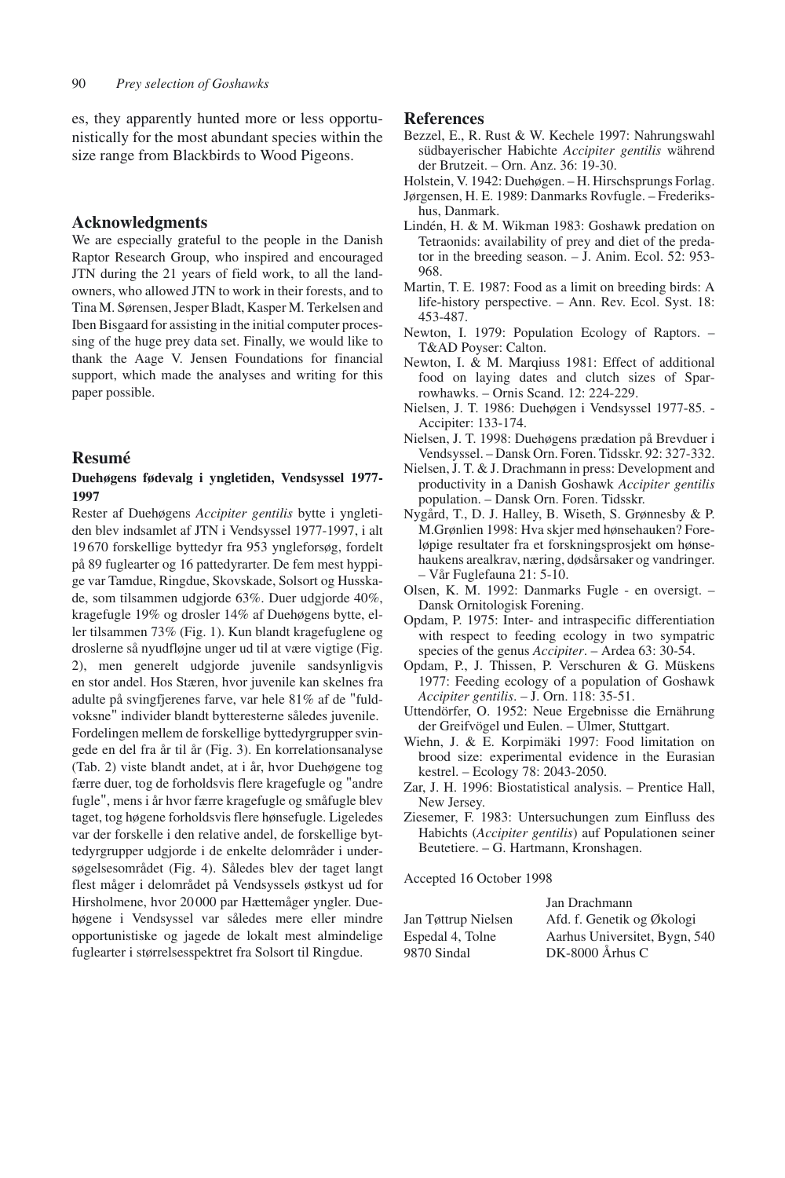es, they apparently hunted more or less opportunistically for the most abundant species within the size range from Blackbirds to Wood Pigeons.

## Acknowledgments

We are especially grateful to the people in the Danish Raptor Research Group, who inspired and encouraged JTN during the 21 years of field work, to all the landowners, who allowed JTN to work in their forests, and to Tina M. Sørensen, Jesper Bladt, Kasper M. Terkelsen and Iben Bisgaard for assisting in the initial computer processing of the huge prey data set. Finally, we would like to thank the Aage V. Jensen Foundations for financial support, which made the analyses and writing for this paper possible.

## Resumé

### Duehøgens fødevalg i yngletiden, Vendsyssel 1977-1997

Rester af Duehøgens *Accipiter gentilis* bytte i yngletiden blev indsamlet af JTN i Vendsyssel 1977-1997, i alt 19 670 forskellige byttedyr fra 953 yngleforsøg, fordelt på 89 fuglearter og 16 pattedyrarter. De fem mest hyppige var Tamdue, Ringdue, Skovskade, Solsort og Husskade, som tilsammen udgjorde 63%. Duer udgjorde 40%, kragefugle 19% og drosler 14% af Duehøgens bytte, eller tilsammen 73% (Fig. 1). Kun blandt kragefuglene og droslerne så nyudfløjne unger ud til at være vigtige (Fig. 2), men generelt udgjorde juvenile sandsynligvis en stor andel. Hos Stæren, hvor juvenile kan skelnes fra adulte på svingfjerenes farve, var hele 81% af de "fuldvoksne" individer blandt bytteresterne således juvenile. Fordelingen mellem de forskellige byttedyrgrupper svingede en del fra år til år (Fig. 3). En korrelationsanalyse (Tab. 2) viste blandt andet, at i år, hvor Duehøgene tog færre duer, tog de forholdsvis flere kragefugle og "andre fugle", mens i år hvor færre kragefugle og småfugle blev taget, tog høgene forholdsvis flere hønsefugle. Ligeledes var der forskelle i den relative andel, de forskellige byttedyrgrupper udgjorde i de enkelte delområder i undersøgelsesområdet (Fig. 4). Således blev der taget langt flest måger i delområdet på Vendsyssels østkyst ud for Hirsholmene, hvor 20 000 par Hættemåger yngler. Duehøgene i Vendsyssel var således mere eller mindre opportunistiske og jagede de lokalt mest almindelige fuglearter i størrelsesspektret fra Solsort til Ringdue.

## References

Bezzel, E., R. Rust & W. Kechele 1997: Nahrungswahl südbayerischer Habichte *Accipiter gentilis* während der Brutzeit. – Orn. Anz. 36: 19-30.

Holstein, V. 1942: Duehøgen. – H. Hirschsprungs Forlag.

Jørgensen, H. E. 1989: Danmarks Rovfugle. – Frederikshus, Danmark.

Lindén, H. & M. Wikman 1983: Goshawk predation on Tetraonids: availability of prey and diet of the predator in the breeding season. – J. Anim. Ecol. 52: 953-968.

Martin, T. E. 1987: Food as a limit on breeding birds: A life-history perspective. – Ann. Rev. Ecol. Syst. 18: 453-487.

Newton, I. 1979: Population Ecology of Raptors. – T&AD Poyser: Calton.

Newton, I. & M. Marqiuss 1981: Effect of additional food on laying dates and clutch sizes of Sparrowhawks. – Ornis Scand. 12: 224-229.

Nielsen, J. T. 1986: Duehøgen i Vendsyssel 1977-85. - Accipiter: 133-174.

Nielsen, J. T. 1998: Duehøgens prædation på Brevduer i Vendsyssel. – Dansk Orn. Foren. Tidsskr. 92: 327-332.

Nielsen, J. T. & J. Drachmann in press: Development and productivity in a Danish Goshawk *Accipiter gentilis* population. – Dansk Orn. Foren. Tidsskr.

Nygård, T., D. J. Halley, B. Wiseth, S. Grønnesby & P. M.Grønlien 1998: Hva skjer med hønsehauken? Foreløpige resultater fra et forskningsprosjekt om hønsehaukens arealkrav, næring, dødsårsaker og vandringer. – Vår Fuglefauna 21: 5-10.

Olsen, K. M. 1992: Danmarks Fugle - en oversigt. – Dansk Ornitologisk Forening.

Opdam, P. 1975: Inter- and intraspecific differentiation with respect to feeding ecology in two sympatric species of the genus *Accipiter*. – Ardea 63: 30-54.

Opdam, P., J. Thissen, P. Verschuren & G. Müskens 1977: Feeding ecology of a population of Goshawk *Accipiter gentilis*. – J. Orn. 118: 35-51.

Uttendörfer, O. 1952: Neue Ergebnisse die Ernährung der Greifvögel und Eulen. – Ulmer, Stuttgart.

Wiehn, J. & E. Korpimäki 1997: Food limitation on brood size: experimental evidence in the Eurasian kestrel. – Ecology 78: 2043-2050.

Zar, J. H. 1996: Biostatistical analysis. – Prentice Hall, New Jersey.

Ziesemer, F. 1983: Untersuchungen zum Einfluss des Habichts (*Accipiter gentilis*) auf Populationen seiner Beutetiere. – G. Hartmann, Kronshagen.

Accepted 16 October 1998

Jan Tøttrup Nielsen
Espedal 4, Tolne
9870 Sindal

Jan Drachmann
Afd. f. Genetik og Økologi
Aarhus Universitet, Bygn, 540
DK-8000 Århus C